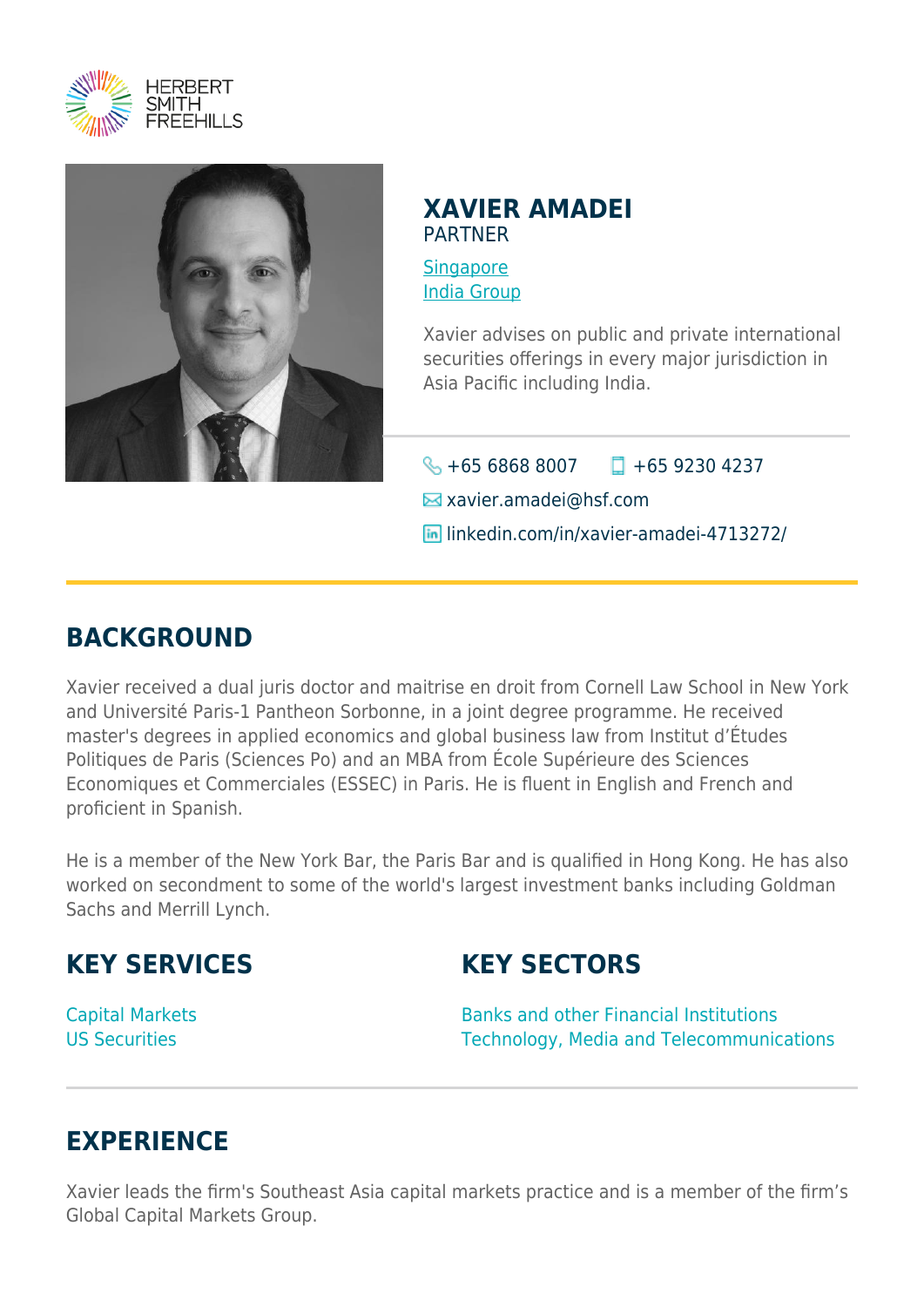# XAVIER AMADEI

PARTNER

Singapore
India Group

Xavier advises on public and private international securities offerings in every major jurisdiction in Asia Pacific including India.

+65 6868 8007 +65 9230 4237
xavier.amadei@hsf.com
linkedin.com/in/xavier-amadei-4713272/

## BACKGROUND

Xavier received a dual juris doctor and maitrise en droit from Cornell Law School in New York and Université Paris-1 Pantheon Sorbonne, in a joint degree programme. He received master's degrees in applied economics and global business law from Institut d'Études Politiques de Paris (Sciences Po) and an MBA from École Supérieure des Sciences Economiques et Commerciales (ESSEC) in Paris. He is fluent in English and French and proficient in Spanish.

He is a member of the New York Bar, the Paris Bar and is qualified in Hong Kong. He has also worked on secondment to some of the world's largest investment banks including Goldman Sachs and Merrill Lynch.

## KEY SERVICES

Capital Markets
US Securities

## KEY SECTORS

Banks and other Financial Institutions
Technology, Media and Telecommunications

## EXPERIENCE

Xavier leads the firm's Southeast Asia capital markets practice and is a member of the firm's Global Capital Markets Group.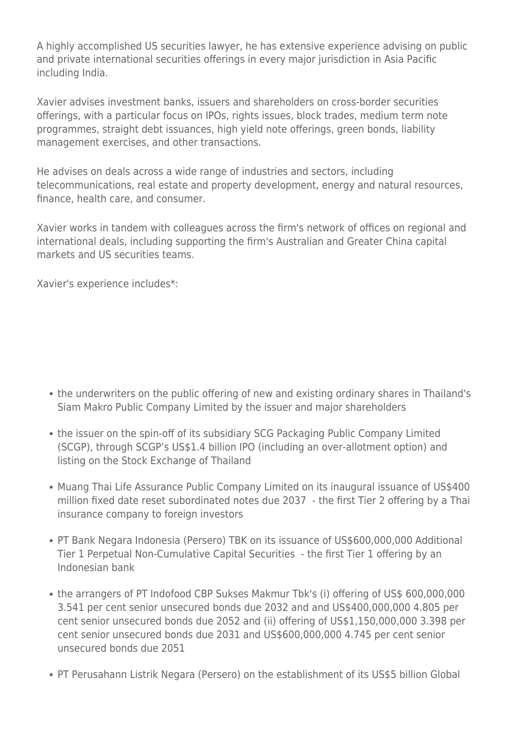A highly accomplished US securities lawyer, he has extensive experience advising on public and private international securities offerings in every major jurisdiction in Asia Pacific including India.

Xavier advises investment banks, issuers and shareholders on cross-border securities offerings, with a particular focus on IPOs, rights issues, block trades, medium term note programmes, straight debt issuances, high yield note offerings, green bonds, liability management exercises, and other transactions.

He advises on deals across a wide range of industries and sectors, including telecommunications, real estate and property development, energy and natural resources, finance, health care, and consumer.

Xavier works in tandem with colleagues across the firm's network of offices on regional and international deals, including supporting the firm's Australian and Greater China capital markets and US securities teams.

Xavier's experience includes*:

- the underwriters on the public offering of new and existing ordinary shares in Thailand's Siam Makro Public Company Limited by the issuer and major shareholders
- the issuer on the spin-off of its subsidiary SCG Packaging Public Company Limited (SCGP), through SCGP's US$1.4 billion IPO (including an over-allotment option) and listing on the Stock Exchange of Thailand
- Muang Thai Life Assurance Public Company Limited on its inaugural issuance of US$400 million fixed date reset subordinated notes due 2037 - the first Tier 2 offering by a Thai insurance company to foreign investors
- PT Bank Negara Indonesia (Persero) TBK on its issuance of US$600,000,000 Additional Tier 1 Perpetual Non-Cumulative Capital Securities - the first Tier 1 offering by an Indonesian bank
- the arrangers of PT Indofood CBP Sukses Makmur Tbk's (i) offering of US$ 600,000,000 3.541 per cent senior unsecured bonds due 2032 and and US$400,000,000 4.805 per cent senior unsecured bonds due 2052 and (ii) offering of US$1,150,000,000 3.398 per cent senior unsecured bonds due 2031 and US$600,000,000 4.745 per cent senior unsecured bonds due 2051
- PT Perusahann Listrik Negara (Persero) on the establishment of its US$5 billion Global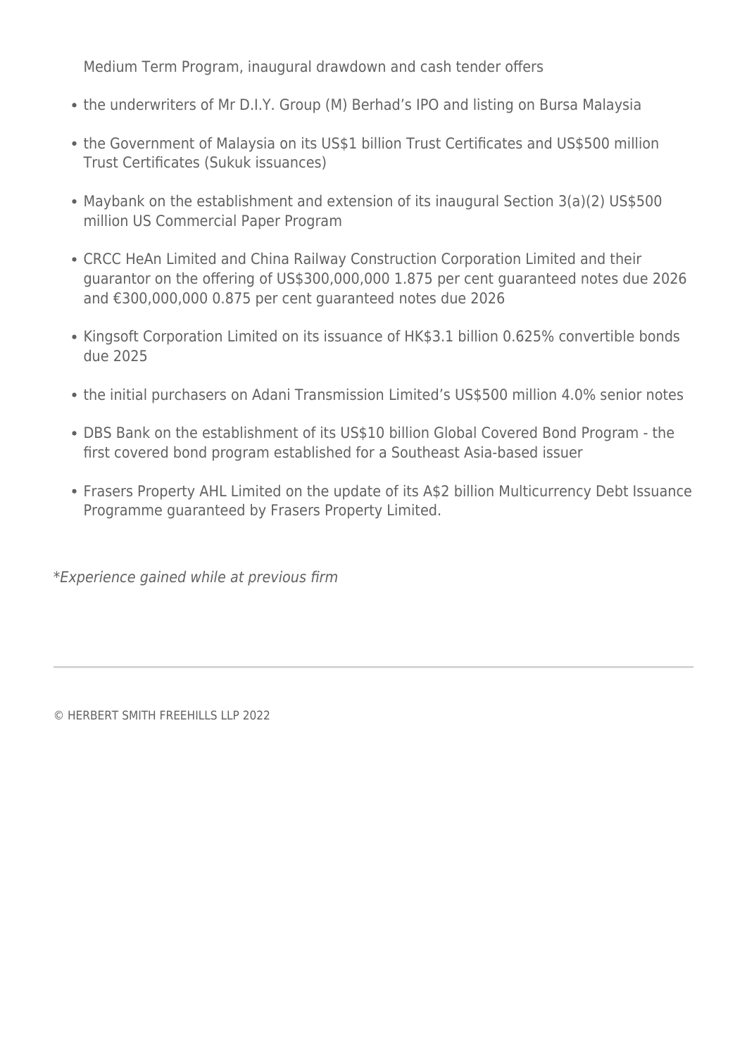Medium Term Program, inaugural drawdown and cash tender offers

- the underwriters of Mr D.I.Y. Group (M) Berhad's IPO and listing on Bursa Malaysia
- the Government of Malaysia on its US$1 billion Trust Certificates and US$500 million Trust Certificates (Sukuk issuances)
- Maybank on the establishment and extension of its inaugural Section 3(a)(2) US$500 million US Commercial Paper Program
- CRCC HeAn Limited and China Railway Construction Corporation Limited and their guarantor on the offering of US$300,000,000 1.875 per cent guaranteed notes due 2026 and €300,000,000 0.875 per cent guaranteed notes due 2026
- Kingsoft Corporation Limited on its issuance of HK$3.1 billion 0.625% convertible bonds due 2025
- the initial purchasers on Adani Transmission Limited's US$500 million 4.0% senior notes
- DBS Bank on the establishment of its US$10 billion Global Covered Bond Program - the first covered bond program established for a Southeast Asia-based issuer
- Frasers Property AHL Limited on the update of its A$2 billion Multicurrency Debt Issuance Programme guaranteed by Frasers Property Limited.

*\*Experience gained while at previous firm*

© HERBERT SMITH FREEHILLS LLP 2022